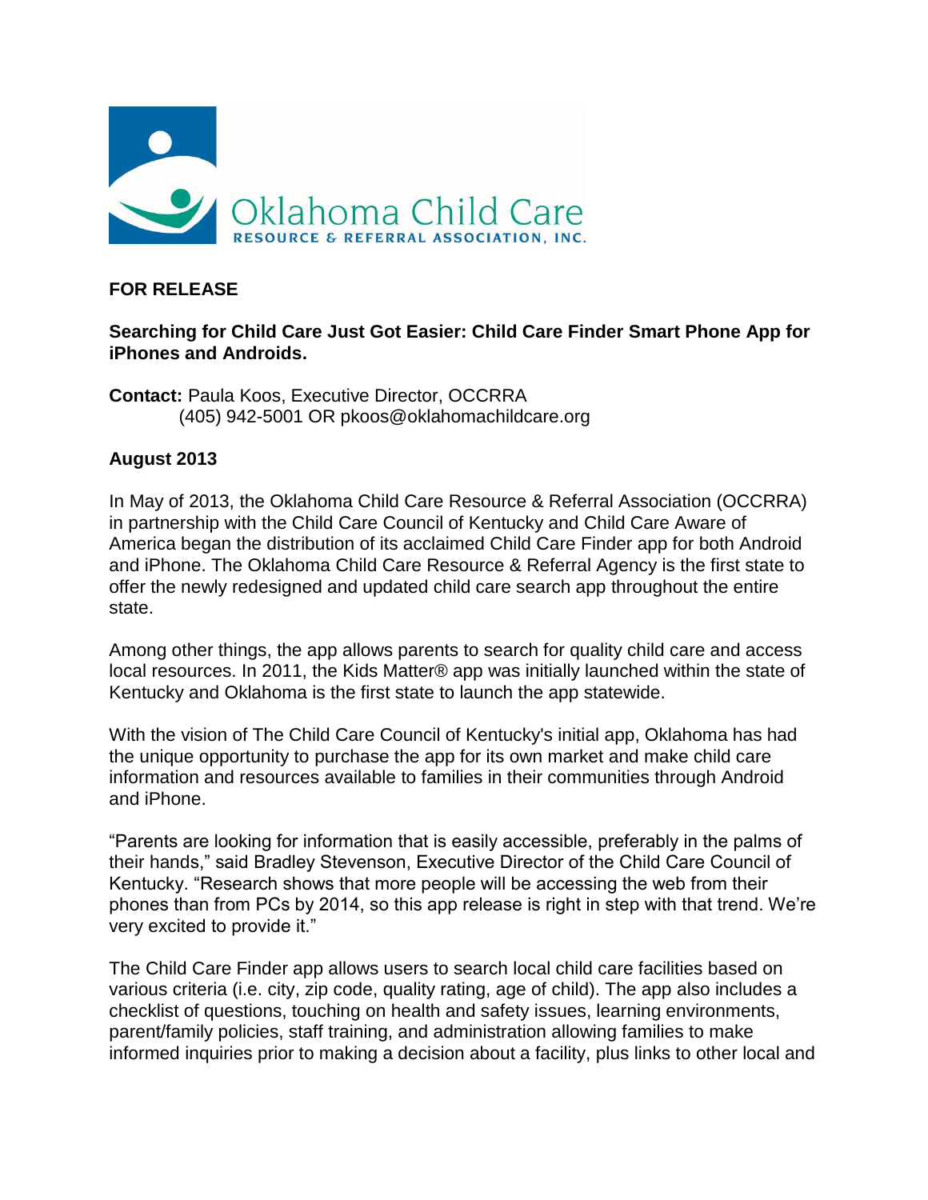Oklahoma Child Care
RESOURCE & REFERRAL ASSOCIATION, INC.

**FOR RELEASE**

**Searching for Child Care Just Got Easier: Child Care Finder Smart Phone App for iPhones and Androids.**

**Contact:** Paula Koos, Executive Director, OCCRRA
(405) 942-5001 OR pkoos@oklahomachildcare.org

**August 2013**

In May of 2013, the Oklahoma Child Care Resource & Referral Association (OCCRRA) in partnership with the Child Care Council of Kentucky and Child Care Aware of America began the distribution of its acclaimed Child Care Finder app for both Android and iPhone. The Oklahoma Child Care Resource & Referral Agency is the first state to offer the newly redesigned and updated child care search app throughout the entire state.

Among other things, the app allows parents to search for quality child care and access local resources. In 2011, the Kids Matter® app was initially launched within the state of Kentucky and Oklahoma is the first state to launch the app statewide.

With the vision of The Child Care Council of Kentucky's initial app, Oklahoma has had the unique opportunity to purchase the app for its own market and make child care information and resources available to families in their communities through Android and iPhone.

"Parents are looking for information that is easily accessible, preferably in the palms of their hands," said Bradley Stevenson, Executive Director of the Child Care Council of Kentucky. "Research shows that more people will be accessing the web from their phones than from PCs by 2014, so this app release is right in step with that trend. We're very excited to provide it."

The Child Care Finder app allows users to search local child care facilities based on various criteria (i.e. city, zip code, quality rating, age of child). The app also includes a checklist of questions, touching on health and safety issues, learning environments, parent/family policies, staff training, and administration allowing families to make informed inquiries prior to making a decision about a facility, plus links to other local and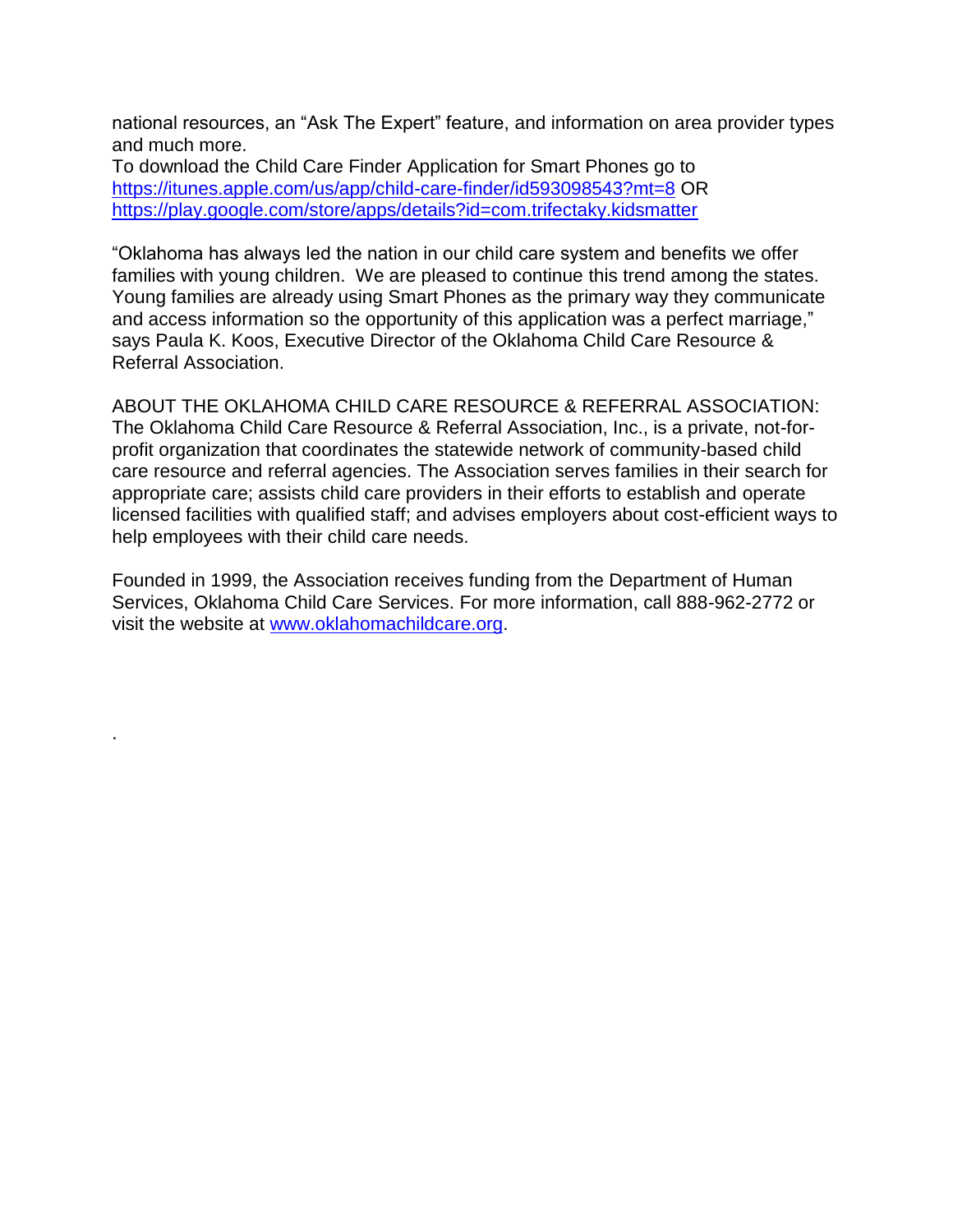national resources, an "Ask The Expert" feature, and information on area provider types and much more.
To download the Child Care Finder Application for Smart Phones go to https://itunes.apple.com/us/app/child-care-finder/id593098543?mt=8 OR https://play.google.com/store/apps/details?id=com.trifectaky.kidsmatter

"Oklahoma has always led the nation in our child care system and benefits we offer families with young children. We are pleased to continue this trend among the states. Young families are already using Smart Phones as the primary way they communicate and access information so the opportunity of this application was a perfect marriage," says Paula K. Koos, Executive Director of the Oklahoma Child Care Resource & Referral Association.

ABOUT THE OKLAHOMA CHILD CARE RESOURCE & REFERRAL ASSOCIATION:
The Oklahoma Child Care Resource & Referral Association, Inc., is a private, not-for-profit organization that coordinates the statewide network of community-based child care resource and referral agencies. The Association serves families in their search for appropriate care; assists child care providers in their efforts to establish and operate licensed facilities with qualified staff; and advises employers about cost-efficient ways to help employees with their child care needs.

Founded in 1999, the Association receives funding from the Department of Human Services, Oklahoma Child Care Services. For more information, call 888-962-2772 or visit the website at www.oklahomachildcare.org.

.